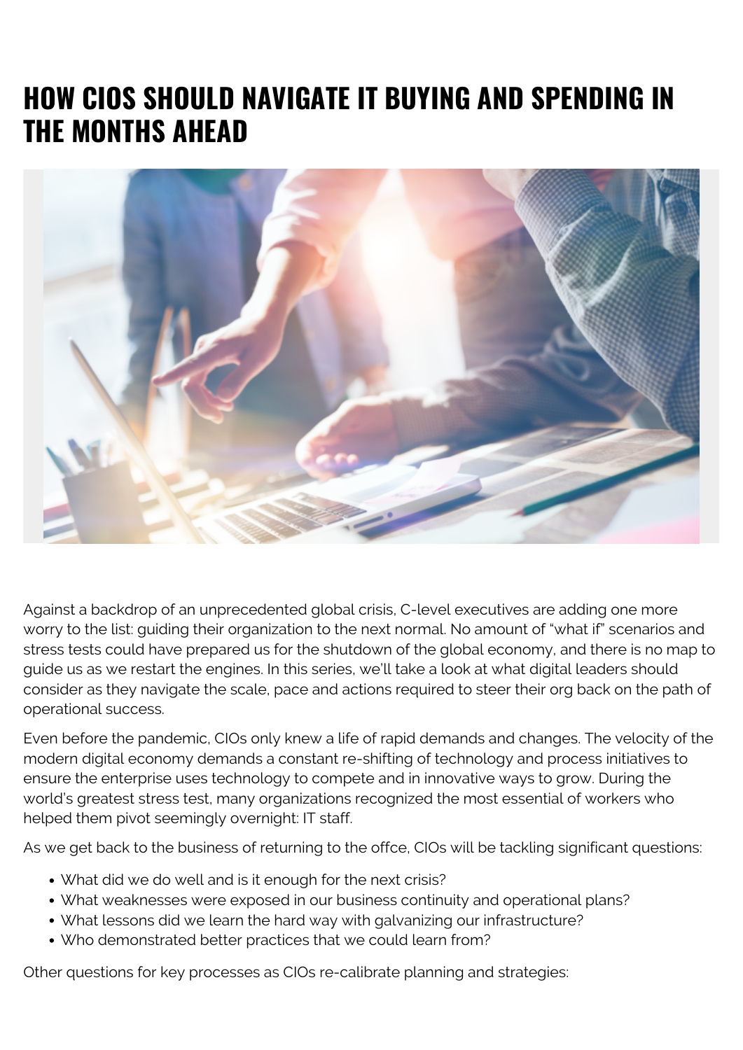# HOW CIOS SHOULD NAVIGATE IT BUYING AND SPENDING IN THE MONTHS AHEAD

Against a backdrop of an unprecedented global crisis, C-level executives are adding one more worry to the list: guiding their organization to the next normal. No amount of "what if" scenarios and stress tests could have prepared us for the shutdown of the global economy, and there is no map to guide us as we restart the engines. In this series, we'll take a look at what digital leaders should consider as they navigate the scale, pace and actions required to steer their org back on the path of operational success.

Even before the pandemic, CIOs only knew a life of rapid demands and changes. The velocity of the modern digital economy demands a constant re-shifting of technology and process initiatives to ensure the enterprise uses technology to compete and in innovative ways to grow. During the world's greatest stress test, many organizations recognized the most essential of workers who helped them pivot seemingly overnight: IT staff.

As we get back to the business of returning to the offce, CIOs will be tackling significant questions:

- What did we do well and is it enough for the next crisis?
- What weaknesses were exposed in our business continuity and operational plans?
- What lessons did we learn the hard way with galvanizing our infrastructure?
- Who demonstrated better practices that we could learn from?

Other questions for key processes as CIOs re-calibrate planning and strategies: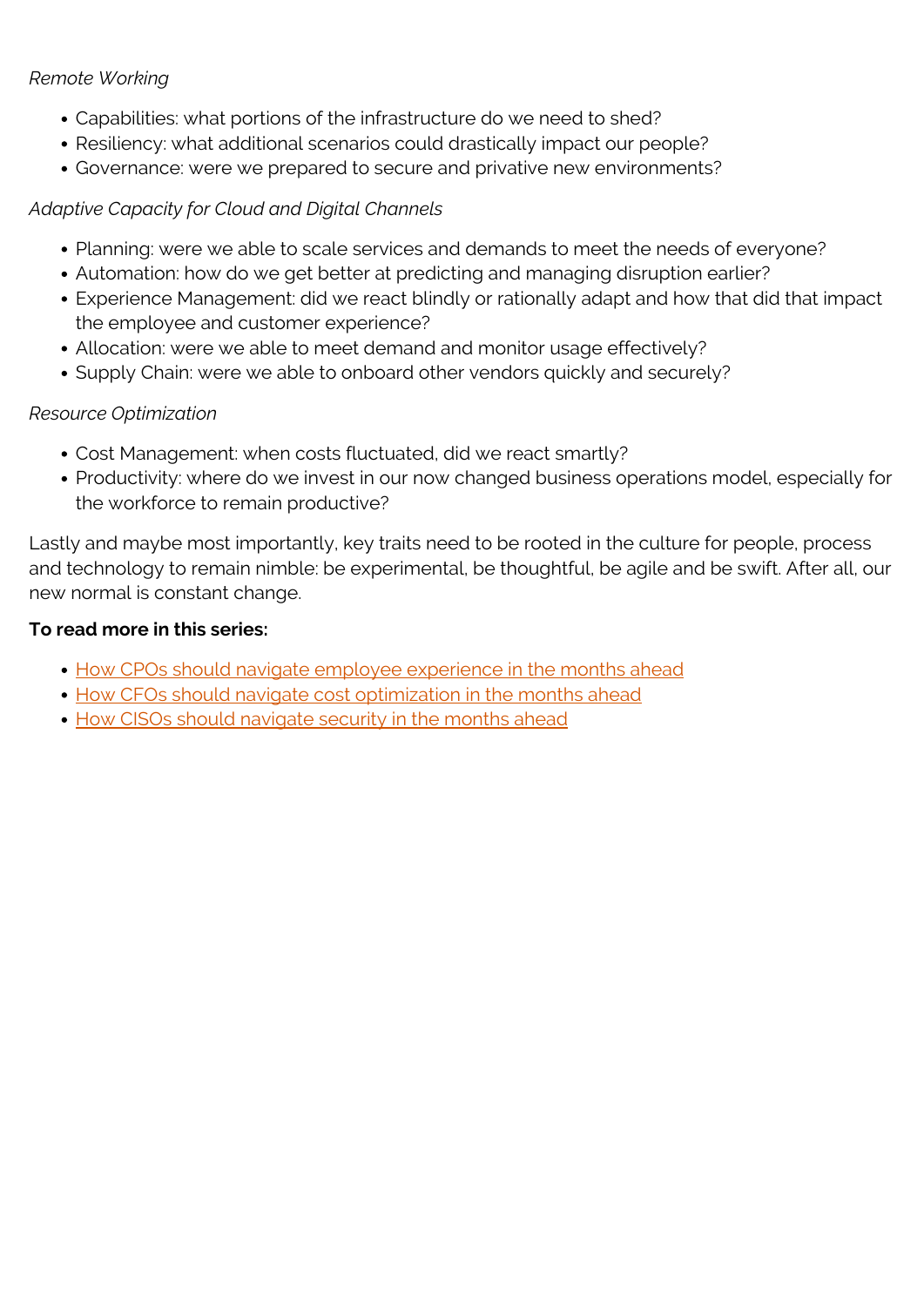*Remote Working*

- Capabilities: what portions of the infrastructure do we need to shed?
- Resiliency: what additional scenarios could drastically impact our people?
- Governance: were we prepared to secure and privative new environments?

*Adaptive Capacity for Cloud and Digital Channels*

- Planning: were we able to scale services and demands to meet the needs of everyone?
- Automation: how do we get better at predicting and managing disruption earlier?
- Experience Management: did we react blindly or rationally adapt and how that did that impact the employee and customer experience?
- Allocation: were we able to meet demand and monitor usage effectively?
- Supply Chain: were we able to onboard other vendors quickly and securely?

*Resource Optimization*

- Cost Management: when costs fluctuated, did we react smartly?
- Productivity: where do we invest in our now changed business operations model, especially for the workforce to remain productive?

Lastly and maybe most importantly, key traits need to be rooted in the culture for people, process and technology to remain nimble: be experimental, be thoughtful, be agile and be swift. After all, our new normal is constant change.

**To read more in this series:**

- How CPOs should navigate employee experience in the months ahead
- How CFOs should navigate cost optimization in the months ahead
- How CISOs should navigate security in the months ahead